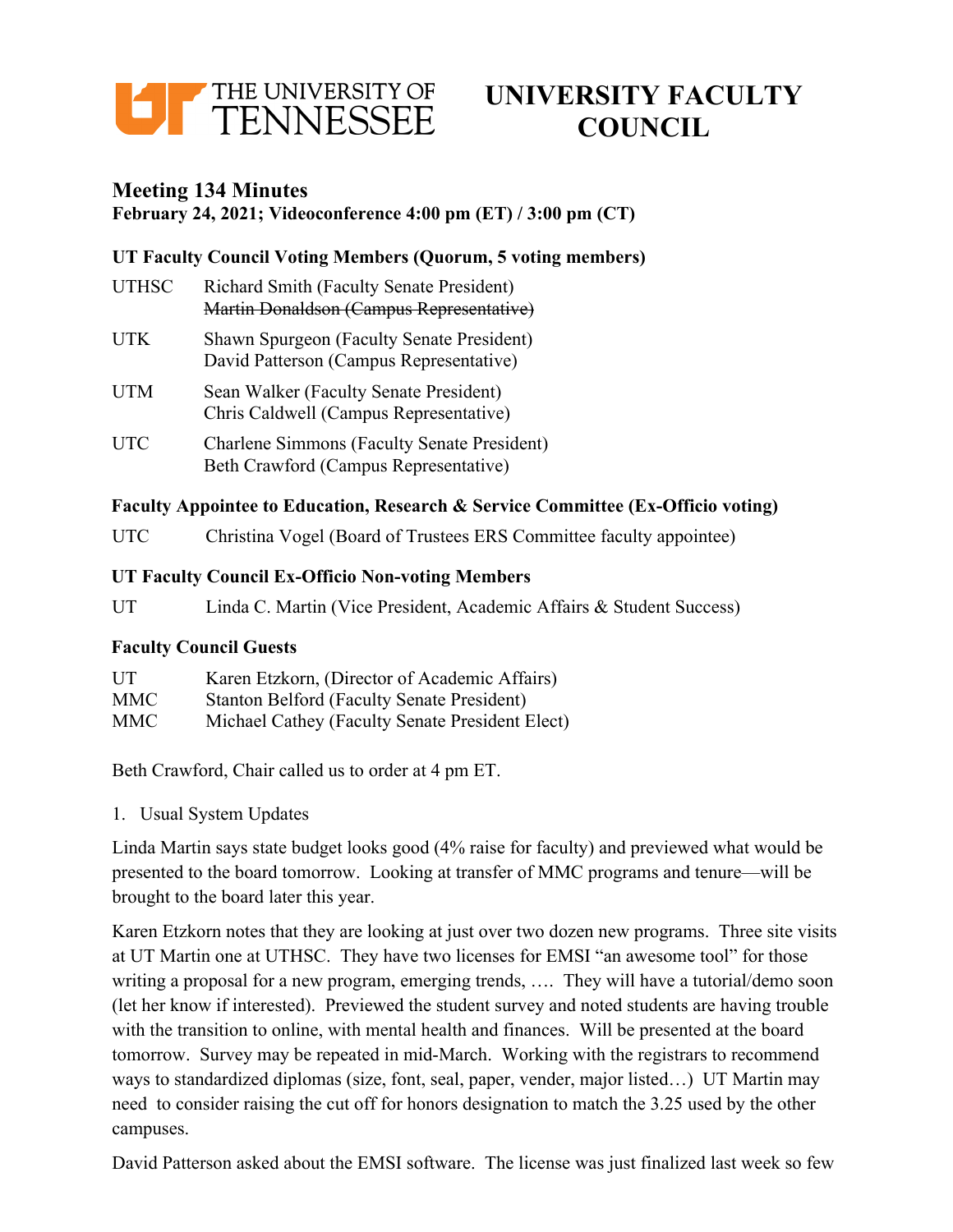# UNIVERSITY FACULTY COUNCIL

THE UNIVERSITY OF TENNESSEE

## Meeting 134 Minutes

**February 24, 2021; Videoconference 4:00 pm (ET) / 3:00 pm (CT)**

**UT Faculty Council Voting Members (Quorum, 5 voting members)**

| | |
|---|---|
| UTHSC | Richard Smith (Faculty Senate President)<br>~~Martin Donaldson (Campus Representative)~~ |
| UTK | Shawn Spurgeon (Faculty Senate President)<br>David Patterson (Campus Representative) |
| UTM | Sean Walker (Faculty Senate President)<br>Chris Caldwell (Campus Representative) |
| UTC | Charlene Simmons (Faculty Senate President)<br>Beth Crawford (Campus Representative) |

**Faculty Appointee to Education, Research & Service Committee (Ex-Officio voting)**

UTC Christina Vogel (Board of Trustees ERS Committee faculty appointee)

**UT Faculty Council Ex-Officio Non-voting Members**

UT Linda C. Martin (Vice President, Academic Affairs & Student Success)

**Faculty Council Guests**

| | |
|---|---|
| UT | Karen Etzkorn, (Director of Academic Affairs) |
| MMC | Stanton Belford (Faculty Senate President) |
| MMC | Michael Cathey (Faculty Senate President Elect) |

Beth Crawford, Chair called us to order at 4 pm ET.

1. Usual System Updates

Linda Martin says state budget looks good (4% raise for faculty) and previewed what would be presented to the board tomorrow. Looking at transfer of MMC programs and tenure—will be brought to the board later this year.

Karen Etzkorn notes that they are looking at just over two dozen new programs. Three site visits at UT Martin one at UTHSC. They have two licenses for EMSI "an awesome tool" for those writing a proposal for a new program, emerging trends, …. They will have a tutorial/demo soon (let her know if interested). Previewed the student survey and noted students are having trouble with the transition to online, with mental health and finances. Will be presented at the board tomorrow. Survey may be repeated in mid-March. Working with the registrars to recommend ways to standardized diplomas (size, font, seal, paper, vender, major listed…) UT Martin may need to consider raising the cut off for honors designation to match the 3.25 used by the other campuses.

David Patterson asked about the EMSI software. The license was just finalized last week so few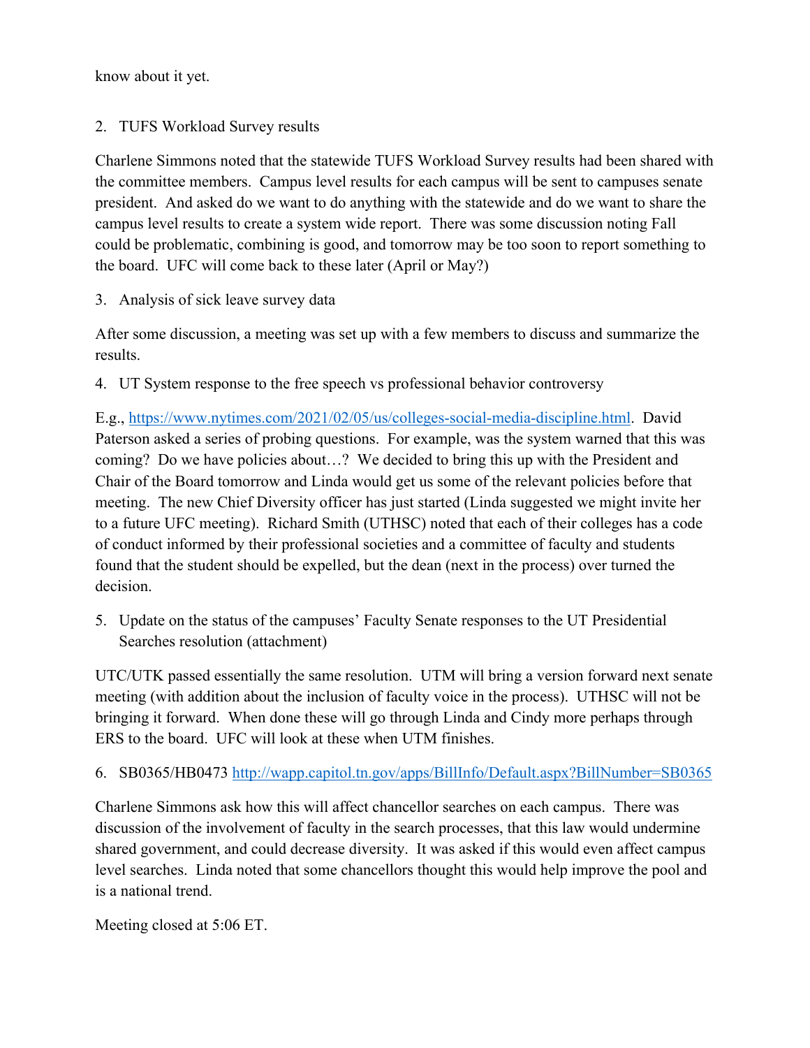know about it yet.

2. TUFS Workload Survey results

Charlene Simmons noted that the statewide TUFS Workload Survey results had been shared with the committee members. Campus level results for each campus will be sent to campuses senate president. And asked do we want to do anything with the statewide and do we want to share the campus level results to create a system wide report. There was some discussion noting Fall could be problematic, combining is good, and tomorrow may be too soon to report something to the board. UFC will come back to these later (April or May?)

3. Analysis of sick leave survey data

After some discussion, a meeting was set up with a few members to discuss and summarize the results.

4. UT System response to the free speech vs professional behavior controversy

E.g., https://www.nytimes.com/2021/02/05/us/colleges-social-media-discipline.html. David Paterson asked a series of probing questions. For example, was the system warned that this was coming? Do we have policies about…? We decided to bring this up with the President and Chair of the Board tomorrow and Linda would get us some of the relevant policies before that meeting. The new Chief Diversity officer has just started (Linda suggested we might invite her to a future UFC meeting). Richard Smith (UTHSC) noted that each of their colleges has a code of conduct informed by their professional societies and a committee of faculty and students found that the student should be expelled, but the dean (next in the process) over turned the decision.

5. Update on the status of the campuses' Faculty Senate responses to the UT Presidential Searches resolution (attachment)

UTC/UTK passed essentially the same resolution. UTM will bring a version forward next senate meeting (with addition about the inclusion of faculty voice in the process). UTHSC will not be bringing it forward. When done these will go through Linda and Cindy more perhaps through ERS to the board. UFC will look at these when UTM finishes.

6. SB0365/HB0473 http://wapp.capitol.tn.gov/apps/BillInfo/Default.aspx?BillNumber=SB0365

Charlene Simmons ask how this will affect chancellor searches on each campus. There was discussion of the involvement of faculty in the search processes, that this law would undermine shared government, and could decrease diversity. It was asked if this would even affect campus level searches. Linda noted that some chancellors thought this would help improve the pool and is a national trend.

Meeting closed at 5:06 ET.